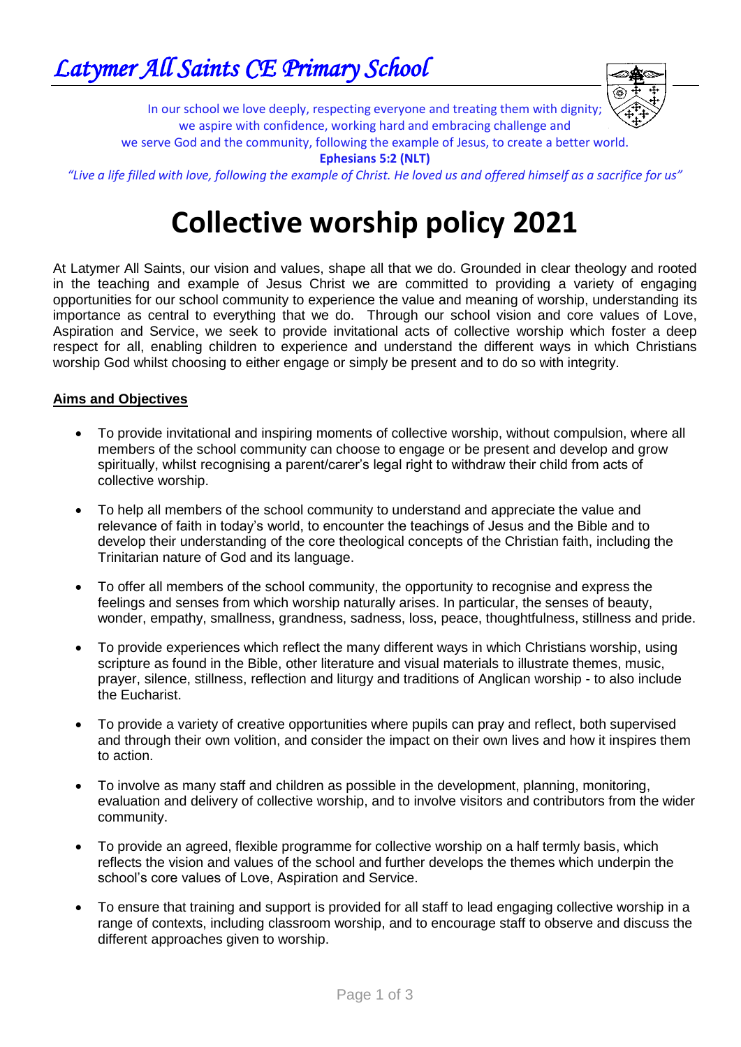# *Latymer All Saints CE Primary School*

In our school we love deeply, respecting everyone and treating them with dignity;
we aspire with confidence, working hard and embracing challenge and
we serve God and the community, following the example of Jesus, to create a better world.

**Ephesians 5:2 (NLT)**

*"Live a life filled with love, following the example of Christ. He loved us and offered himself as a sacrifice for us"*

# Collective worship policy 2021

At Latymer All Saints, our vision and values, shape all that we do. Grounded in clear theology and rooted in the teaching and example of Jesus Christ we are committed to providing a variety of engaging opportunities for our school community to experience the value and meaning of worship, understanding its importance as central to everything that we do. Through our school vision and core values of Love, Aspiration and Service, we seek to provide invitational acts of collective worship which foster a deep respect for all, enabling children to experience and understand the different ways in which Christians worship God whilst choosing to either engage or simply be present and to do so with integrity.

## Aims and Objectives

- To provide invitational and inspiring moments of collective worship, without compulsion, where all members of the school community can choose to engage or be present and develop and grow spiritually, whilst recognising a parent/carer's legal right to withdraw their child from acts of collective worship.
- To help all members of the school community to understand and appreciate the value and relevance of faith in today's world, to encounter the teachings of Jesus and the Bible and to develop their understanding of the core theological concepts of the Christian faith, including the Trinitarian nature of God and its language.
- To offer all members of the school community, the opportunity to recognise and express the feelings and senses from which worship naturally arises. In particular, the senses of beauty, wonder, empathy, smallness, grandness, sadness, loss, peace, thoughtfulness, stillness and pride.
- To provide experiences which reflect the many different ways in which Christians worship, using scripture as found in the Bible, other literature and visual materials to illustrate themes, music, prayer, silence, stillness, reflection and liturgy and traditions of Anglican worship - to also include the Eucharist.
- To provide a variety of creative opportunities where pupils can pray and reflect, both supervised and through their own volition, and consider the impact on their own lives and how it inspires them to action.
- To involve as many staff and children as possible in the development, planning, monitoring, evaluation and delivery of collective worship, and to involve visitors and contributors from the wider community.
- To provide an agreed, flexible programme for collective worship on a half termly basis, which reflects the vision and values of the school and further develops the themes which underpin the school's core values of Love, Aspiration and Service.
- To ensure that training and support is provided for all staff to lead engaging collective worship in a range of contexts, including classroom worship, and to encourage staff to observe and discuss the different approaches given to worship.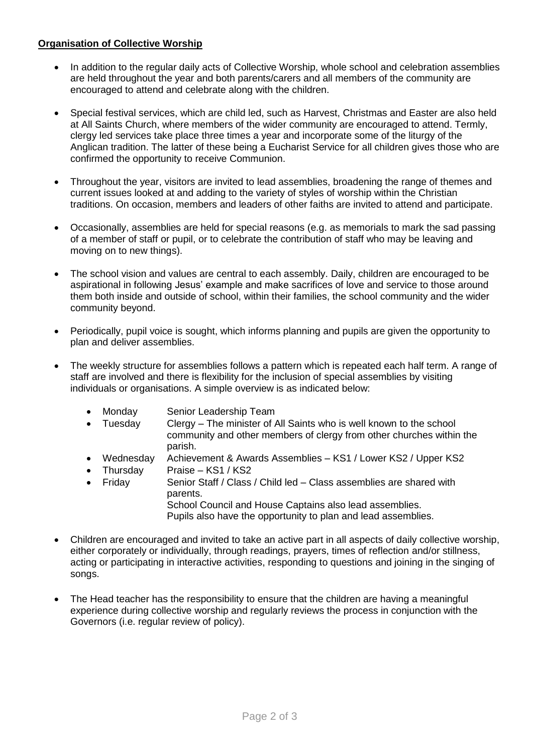**Organisation of Collective Worship**

- In addition to the regular daily acts of Collective Worship, whole school and celebration assemblies are held throughout the year and both parents/carers and all members of the community are encouraged to attend and celebrate along with the children.

- Special festival services, which are child led, such as Harvest, Christmas and Easter are also held at All Saints Church, where members of the wider community are encouraged to attend. Termly, clergy led services take place three times a year and incorporate some of the liturgy of the Anglican tradition. The latter of these being a Eucharist Service for all children gives those who are confirmed the opportunity to receive Communion.

- Throughout the year, visitors are invited to lead assemblies, broadening the range of themes and current issues looked at and adding to the variety of styles of worship within the Christian traditions. On occasion, members and leaders of other faiths are invited to attend and participate.

- Occasionally, assemblies are held for special reasons (e.g. as memorials to mark the sad passing of a member of staff or pupil, or to celebrate the contribution of staff who may be leaving and moving on to new things).

- The school vision and values are central to each assembly. Daily, children are encouraged to be aspirational in following Jesus' example and make sacrifices of love and service to those around them both inside and outside of school, within their families, the school community and the wider community beyond.

- Periodically, pupil voice is sought, which informs planning and pupils are given the opportunity to plan and deliver assemblies.

- The weekly structure for assemblies follows a pattern which is repeated each half term. A range of staff are involved and there is flexibility for the inclusion of special assemblies by visiting individuals or organisations. A simple overview is as indicated below:

  - Monday — Senior Leadership Team
  - Tuesday — Clergy – The minister of All Saints who is well known to the school community and other members of clergy from other churches within the parish.
  - Wednesday — Achievement & Awards Assemblies – KS1 / Lower KS2 / Upper KS2
  - Thursday — Praise – KS1 / KS2
  - Friday — Senior Staff / Class / Child led – Class assemblies are shared with parents.
    School Council and House Captains also lead assemblies.
    Pupils also have the opportunity to plan and lead assemblies.

- Children are encouraged and invited to take an active part in all aspects of daily collective worship, either corporately or individually, through readings, prayers, times of reflection and/or stillness, acting or participating in interactive activities, responding to questions and joining in the singing of songs.

- The Head teacher has the responsibility to ensure that the children are having a meaningful experience during collective worship and regularly reviews the process in conjunction with the Governors (i.e. regular review of policy).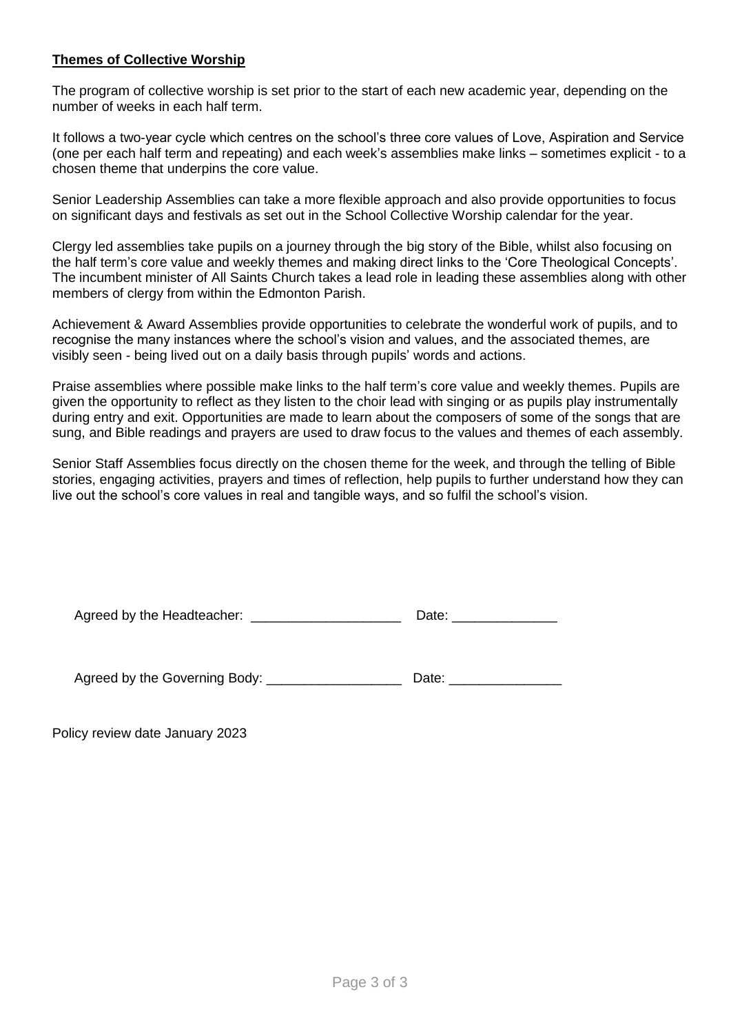**Themes of Collective Worship**

The program of collective worship is set prior to the start of each new academic year, depending on the number of weeks in each half term.

It follows a two-year cycle which centres on the school's three core values of Love, Aspiration and Service (one per each half term and repeating) and each week's assemblies make links – sometimes explicit - to a chosen theme that underpins the core value.

Senior Leadership Assemblies can take a more flexible approach and also provide opportunities to focus on significant days and festivals as set out in the School Collective Worship calendar for the year.

Clergy led assemblies take pupils on a journey through the big story of the Bible, whilst also focusing on the half term's core value and weekly themes and making direct links to the 'Core Theological Concepts'. The incumbent minister of All Saints Church takes a lead role in leading these assemblies along with other members of clergy from within the Edmonton Parish.

Achievement & Award Assemblies provide opportunities to celebrate the wonderful work of pupils, and to recognise the many instances where the school's vision and values, and the associated themes, are visibly seen - being lived out on a daily basis through pupils' words and actions.

Praise assemblies where possible make links to the half term's core value and weekly themes. Pupils are given the opportunity to reflect as they listen to the choir lead with singing or as pupils play instrumentally during entry and exit. Opportunities are made to learn about the composers of some of the songs that are sung, and Bible readings and prayers are used to draw focus to the values and themes of each assembly.

Senior Staff Assemblies focus directly on the chosen theme for the week, and through the telling of Bible stories, engaging activities, prayers and times of reflection, help pupils to further understand how they can live out the school's core values in real and tangible ways, and so fulfil the school's vision.

Agreed by the Headteacher: ____________________ Date: ______________

Agreed by the Governing Body: __________________ Date: _______________

Policy review date January 2023